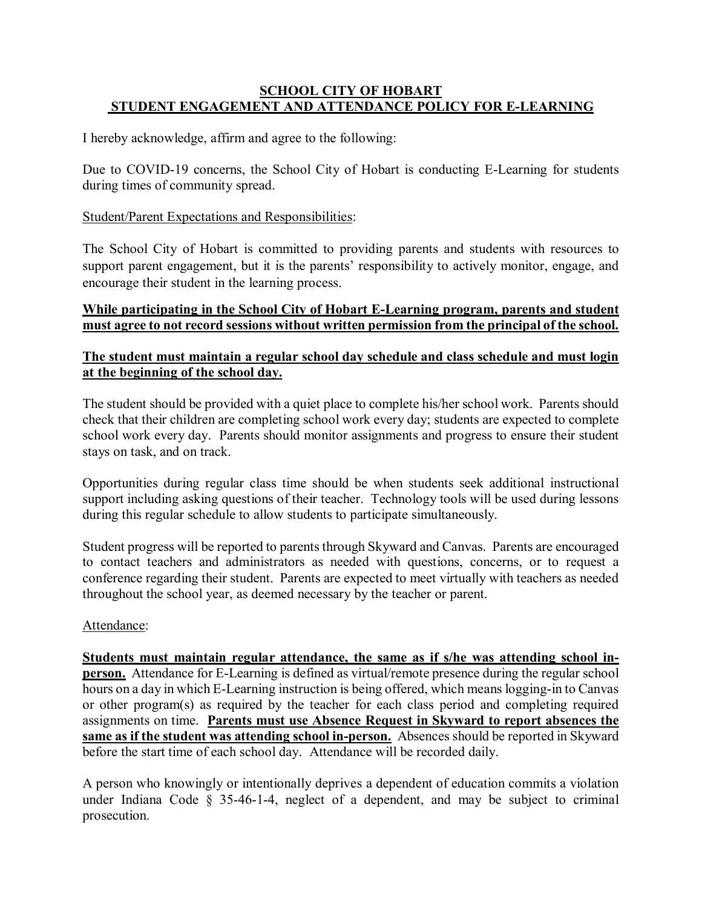# SCHOOL CITY OF HOBART
## STUDENT ENGAGEMENT AND ATTENDANCE POLICY FOR E-LEARNING

I hereby acknowledge, affirm and agree to the following:

Due to COVID-19 concerns, the School City of Hobart is conducting E-Learning for students during times of community spread.

<u>Student/Parent Expectations and Responsibilities</u>:

The School City of Hobart is committed to providing parents and students with resources to support parent engagement, but it is the parents' responsibility to actively monitor, engage, and encourage their student in the learning process.

<u>**While participating in the School City of Hobart E-Learning program, parents and student must agree to not record sessions without written permission from the principal of the school.**</u>

<u>**The student must maintain a regular school day schedule and class schedule and must login at the beginning of the school day.**</u>

The student should be provided with a quiet place to complete his/her school work. Parents should check that their children are completing school work every day; students are expected to complete school work every day. Parents should monitor assignments and progress to ensure their student stays on task, and on track.

Opportunities during regular class time should be when students seek additional instructional support including asking questions of their teacher. Technology tools will be used during lessons during this regular schedule to allow students to participate simultaneously.

Student progress will be reported to parents through Skyward and Canvas. Parents are encouraged to contact teachers and administrators as needed with questions, concerns, or to request a conference regarding their student. Parents are expected to meet virtually with teachers as needed throughout the school year, as deemed necessary by the teacher or parent.

<u>Attendance</u>:

<u>**Students must maintain regular attendance, the same as if s/he was attending school in-person.**</u> Attendance for E-Learning is defined as virtual/remote presence during the regular school hours on a day in which E-Learning instruction is being offered, which means logging-in to Canvas or other program(s) as required by the teacher for each class period and completing required assignments on time. <u>**Parents must use Absence Request in Skyward to report absences the same as if the student was attending school in-person.**</u> Absences should be reported in Skyward before the start time of each school day. Attendance will be recorded daily.

A person who knowingly or intentionally deprives a dependent of education commits a violation under Indiana Code § 35-46-1-4, neglect of a dependent, and may be subject to criminal prosecution.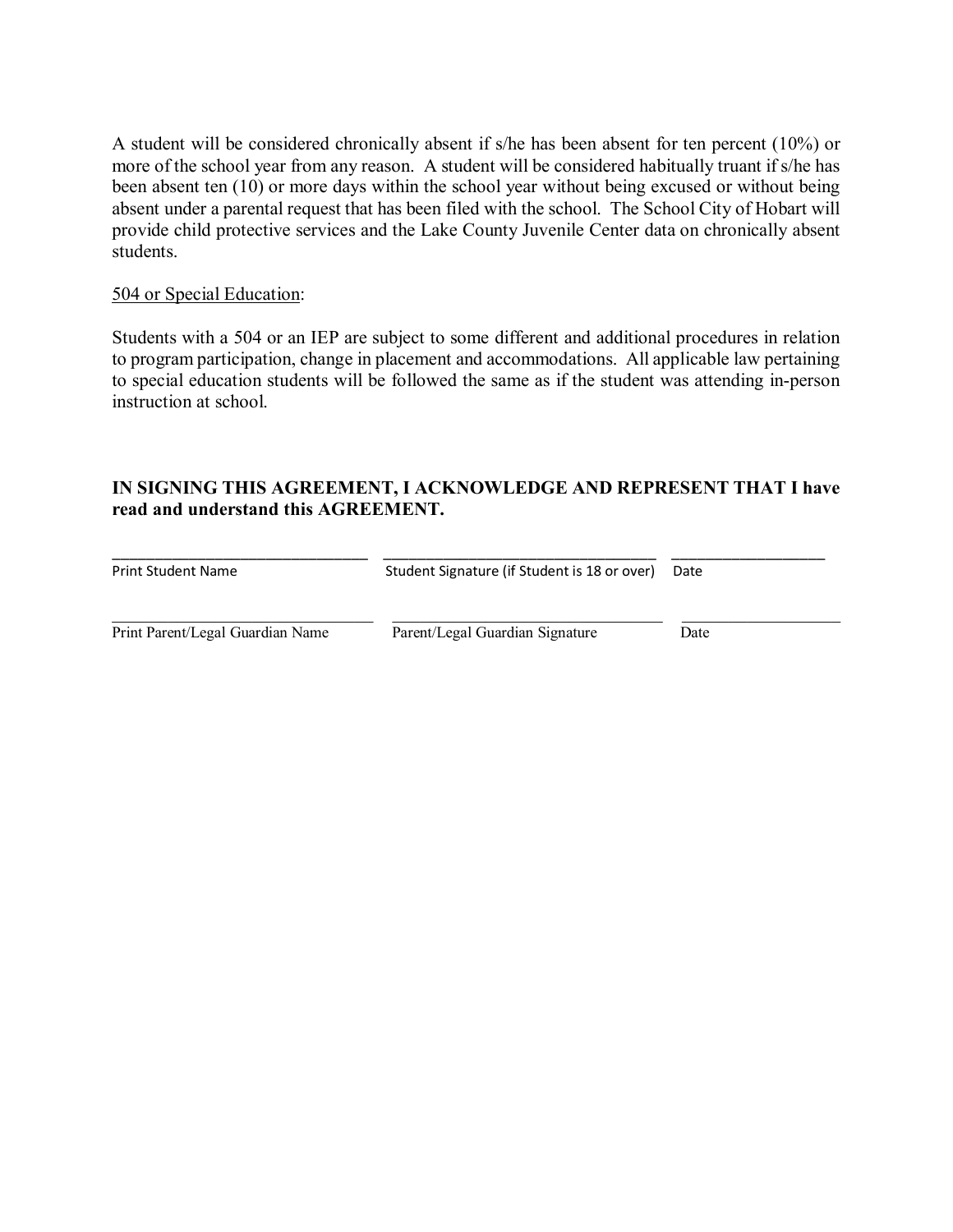A student will be considered chronically absent if s/he has been absent for ten percent (10%) or more of the school year from any reason. A student will be considered habitually truant if s/he has been absent ten (10) or more days within the school year without being excused or without being absent under a parental request that has been filed with the school. The School City of Hobart will provide child protective services and the Lake County Juvenile Center data on chronically absent students.

<u>504 or Special Education</u>:

Students with a 504 or an IEP are subject to some different and additional procedures in relation to program participation, change in placement and accommodations. All applicable law pertaining to special education students will be followed the same as if the student was attending in-person instruction at school.

**IN SIGNING THIS AGREEMENT, I ACKNOWLEDGE AND REPRESENT THAT I have read and understand this AGREEMENT.**

_______________________________ _________________________________ __________________
Print Student Name Student Signature (if Student is 18 or over) Date

_______________________________ _________________________________ __________________
Print Parent/Legal Guardian Name Parent/Legal Guardian Signature Date